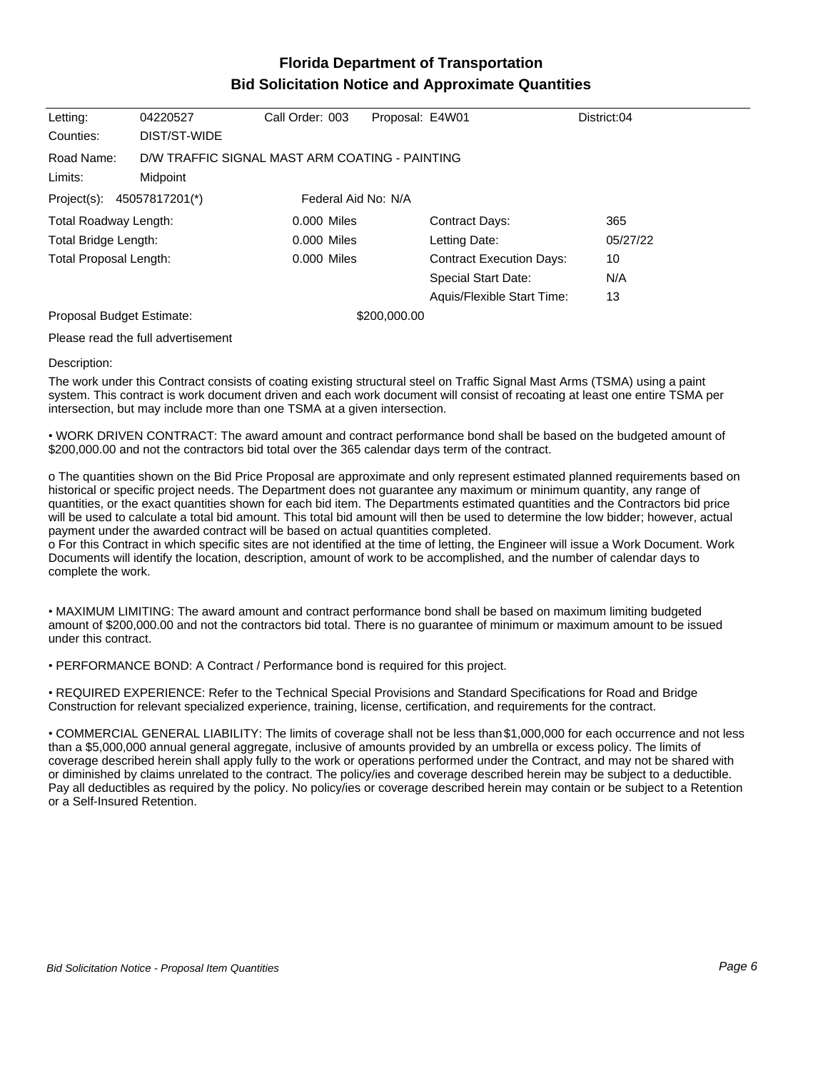# Florida Department of Transportation
## Bid Solicitation Notice and Approximate Quantities

| | | | | |
|---|---|---|---|---|
| Letting: | 04220527 | Call Order: 003 | Proposal: E4W01 | District:04 |
| Counties: | DIST/ST-WIDE | | | |

Road Name: D/W TRAFFIC SIGNAL MAST ARM COATING - PAINTING

Limits: Midpoint

Project(s): 45057817201(*) Federal Aid No: N/A

| | | | |
|---|---|---|---|
| Total Roadway Length: | 0.000 Miles | Contract Days: | 365 |
| Total Bridge Length: | 0.000 Miles | Letting Date: | 05/27/22 |
| Total Proposal Length: | 0.000 Miles | Contract Execution Days: | 10 |
| | | Special Start Date: | N/A |
| | | Aquis/Flexible Start Time: | 13 |

Proposal Budget Estimate: $200,000.00

Please read the full advertisement

Description:

The work under this Contract consists of coating existing structural steel on Traffic Signal Mast Arms (TSMA) using a paint system. This contract is work document driven and each work document will consist of recoating at least one entire TSMA per intersection, but may include more than one TSMA at a given intersection.

• WORK DRIVEN CONTRACT: The award amount and contract performance bond shall be based on the budgeted amount of $200,000.00 and not the contractors bid total over the 365 calendar days term of the contract.

o The quantities shown on the Bid Price Proposal are approximate and only represent estimated planned requirements based on historical or specific project needs. The Department does not guarantee any maximum or minimum quantity, any range of quantities, or the exact quantities shown for each bid item. The Departments estimated quantities and the Contractors bid price will be used to calculate a total bid amount. This total bid amount will then be used to determine the low bidder; however, actual payment under the awarded contract will be based on actual quantities completed.

o For this Contract in which specific sites are not identified at the time of letting, the Engineer will issue a Work Document. Work Documents will identify the location, description, amount of work to be accomplished, and the number of calendar days to complete the work.

• MAXIMUM LIMITING: The award amount and contract performance bond shall be based on maximum limiting budgeted amount of $200,000.00 and not the contractors bid total. There is no guarantee of minimum or maximum amount to be issued under this contract.

• PERFORMANCE BOND: A Contract / Performance bond is required for this project.

• REQUIRED EXPERIENCE: Refer to the Technical Special Provisions and Standard Specifications for Road and Bridge Construction for relevant specialized experience, training, license, certification, and requirements for the contract.

• COMMERCIAL GENERAL LIABILITY: The limits of coverage shall not be less than $1,000,000 for each occurrence and not less than a $5,000,000 annual general aggregate, inclusive of amounts provided by an umbrella or excess policy. The limits of coverage described herein shall apply fully to the work or operations performed under the Contract, and may not be shared with or diminished by claims unrelated to the contract. The policy/ies and coverage described herein may be subject to a deductible. Pay all deductibles as required by the policy. No policy/ies or coverage described herein may contain or be subject to a Retention or a Self-Insured Retention.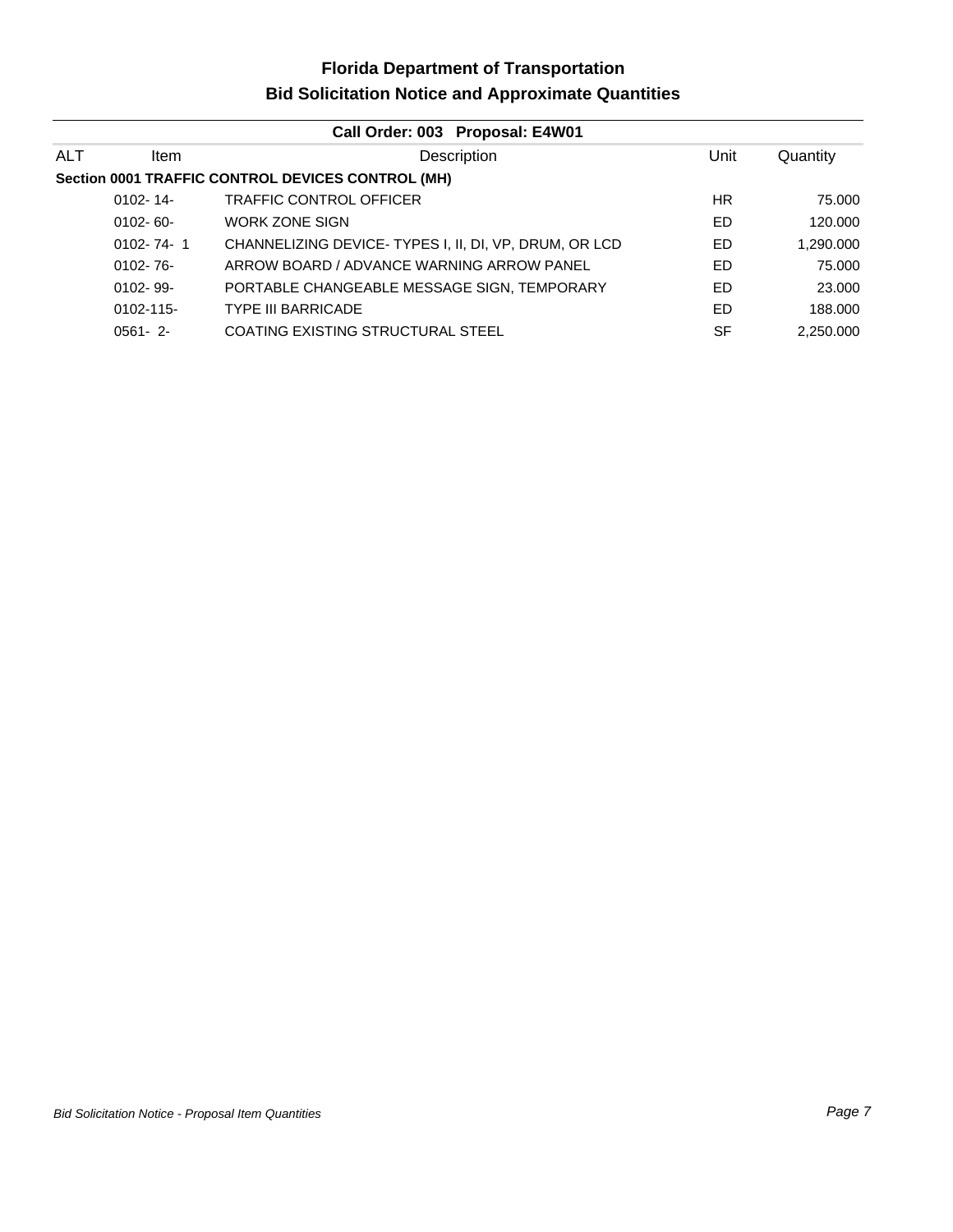# Florida Department of Transportation

## Bid Solicitation Notice and Approximate Quantities

### Call Order: 003 Proposal: E4W01

| ALT | Item | Description | Unit | Quantity |
|---|---|---|---|---|
| **Section 0001 TRAFFIC CONTROL DEVICES CONTROL (MH)** | | | | |
| | 0102- 14- | TRAFFIC CONTROL OFFICER | HR | 75.000 |
| | 0102- 60- | WORK ZONE SIGN | ED | 120.000 |
| | 0102- 74- 1 | CHANNELIZING DEVICE- TYPES I, II, DI, VP, DRUM, OR LCD | ED | 1,290.000 |
| | 0102- 76- | ARROW BOARD / ADVANCE WARNING ARROW PANEL | ED | 75.000 |
| | 0102- 99- | PORTABLE CHANGEABLE MESSAGE SIGN, TEMPORARY | ED | 23.000 |
| | 0102-115- | TYPE III BARRICADE | ED | 188.000 |
| | 0561- 2- | COATING EXISTING STRUCTURAL STEEL | SF | 2,250.000 |